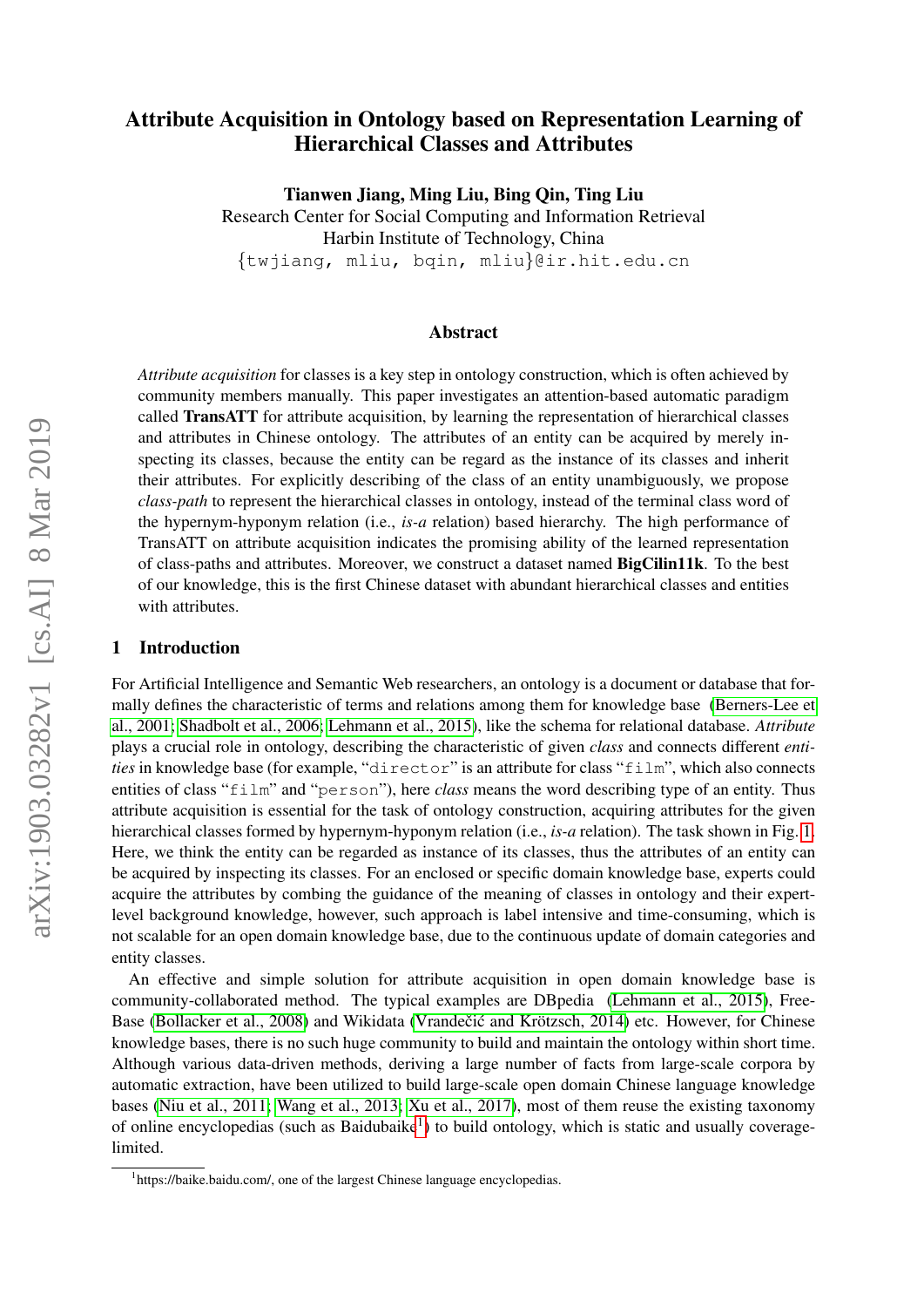# Attribute Acquisition in Ontology based on Representation Learning of Hierarchical Classes and Attributes

**Tianwen Jiang, Ming Liu, Bing Qin, Ting Liu**
Research Center for Social Computing and Information Retrieval
Harbin Institute of Technology, China
{twjiang, mliu, bqin, mliu}@ir.hit.edu.cn

## Abstract

*Attribute acquisition* for classes is a key step in ontology construction, which is often achieved by community members manually. This paper investigates an attention-based automatic paradigm called **TransATT** for attribute acquisition, by learning the representation of hierarchical classes and attributes in Chinese ontology. The attributes of an entity can be acquired by merely inspecting its classes, because the entity can be regard as the instance of its classes and inherit their attributes. For explicitly describing of the class of an entity unambiguously, we propose *class-path* to represent the hierarchical classes in ontology, instead of the terminal class word of the hypernym-hyponym relation (i.e., *is-a* relation) based hierarchy. The high performance of TransATT on attribute acquisition indicates the promising ability of the learned representation of class-paths and attributes. Moreover, we construct a dataset named **BigCilin11k**. To the best of our knowledge, this is the first Chinese dataset with abundant hierarchical classes and entities with attributes.

## 1 Introduction

For Artificial Intelligence and Semantic Web researchers, an ontology is a document or database that formally defines the characteristic of terms and relations among them for knowledge base (Berners-Lee et al., 2001; Shadbolt et al., 2006; Lehmann et al., 2015), like the schema for relational database. *Attribute* plays a crucial role in ontology, describing the characteristic of given *class* and connects different *entities* in knowledge base (for example, "`director`" is an attribute for class "`film`", which also connects entities of class "`film`" and "`person`"), here *class* means the word describing type of an entity. Thus attribute acquisition is essential for the task of ontology construction, acquiring attributes for the given hierarchical classes formed by hypernym-hyponym relation (i.e., *is-a* relation). The task shown in Fig. 1. Here, we think the entity can be regarded as instance of its classes, thus the attributes of an entity can be acquired by inspecting its classes. For an enclosed or specific domain knowledge base, experts could acquire the attributes by combing the guidance of the meaning of classes in ontology and their expert-level background knowledge, however, such approach is label intensive and time-consuming, which is not scalable for an open domain knowledge base, due to the continuous update of domain categories and entity classes.

An effective and simple solution for attribute acquisition in open domain knowledge base is community-collaborated method. The typical examples are DBpedia (Lehmann et al., 2015), FreeBase (Bollacker et al., 2008) and Wikidata (Vrandečić and Krötzsch, 2014) etc. However, for Chinese knowledge bases, there is no such huge community to build and maintain the ontology within short time. Although various data-driven methods, deriving a large number of facts from large-scale corpora by automatic extraction, have been utilized to build large-scale open domain Chinese language knowledge bases (Niu et al., 2011; Wang et al., 2013; Xu et al., 2017), most of them reuse the existing taxonomy of online encyclopedias (such as Baidubaike[1]) to build ontology, which is static and usually coverage-limited.

[1] https://baike.baidu.com/, one of the largest Chinese language encyclopedias.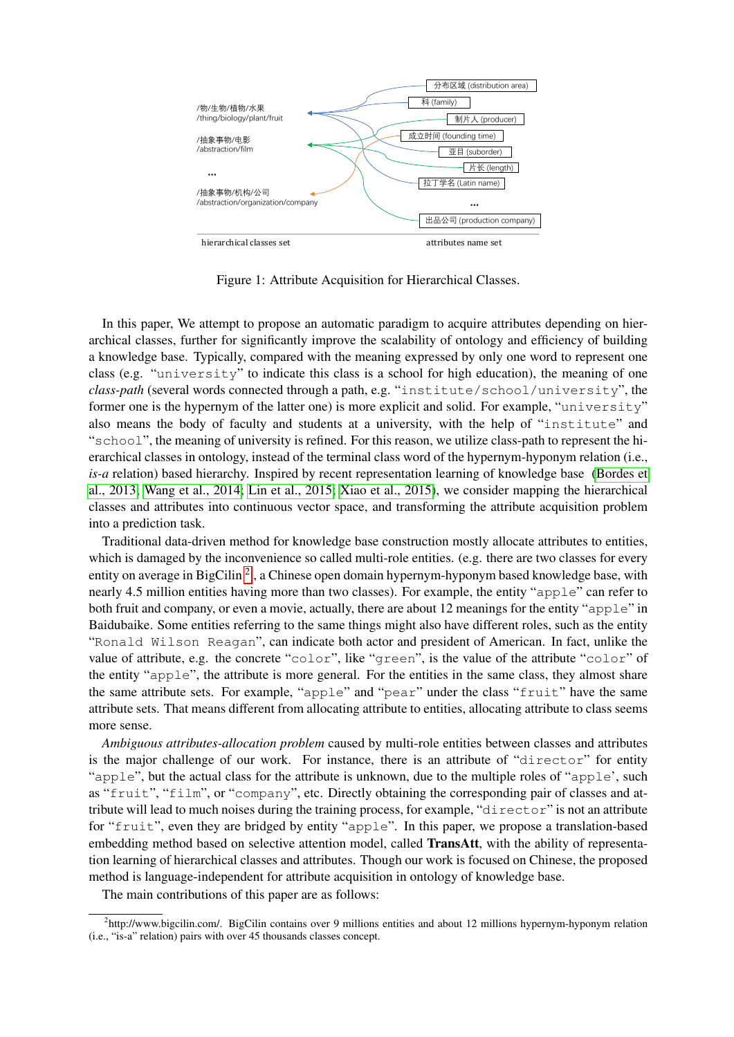/物/生物/植物/水果
/thing/biology/plant/fruit

/抽象事物/电影
/abstraction/film

...

/抽象事物/机构/公司
/abstraction/organization/company

hierarchical classes set

分布区域 (distribution area)
科 (family)
制片人 (producer)
成立时间 (founding time)
亚目 (suborder)
片长 (length)
拉丁学名 (Latin name)
...
出品公司 (production company)

attributes name set

Figure 1: Attribute Acquisition for Hierarchical Classes.

In this paper, We attempt to propose an automatic paradigm to acquire attributes depending on hierarchical classes, further for significantly improve the scalability of ontology and efficiency of building a knowledge base. Typically, compared with the meaning expressed by only one word to represent one class (e.g. "university" to indicate this class is a school for high education), the meaning of one *class-path* (several words connected through a path, e.g. "institute/school/university", the former one is the hypernym of the latter one) is more explicit and solid. For example, "university" also means the body of faculty and students at a university, with the help of "institute" and "school", the meaning of university is refined. For this reason, we utilize class-path to represent the hierarchical classes in ontology, instead of the terminal class word of the hypernym-hyponym relation (i.e., *is-a* relation) based hierarchy. Inspired by recent representation learning of knowledge base (Bordes et al., 2013; Wang et al., 2014; Lin et al., 2015; Xiao et al., 2015), we consider mapping the hierarchical classes and attributes into continuous vector space, and transforming the attribute acquisition problem into a prediction task.

Traditional data-driven method for knowledge base construction mostly allocate attributes to entities, which is damaged by the inconvenience so called multi-role entities. (e.g. there are two classes for every entity on average in BigCilin[2], a Chinese open domain hypernym-hyponym based knowledge base, with nearly 4.5 million entities having more than two classes). For example, the entity "apple" can refer to both fruit and company, or even a movie, actually, there are about 12 meanings for the entity "apple" in Baidubaike. Some entities referring to the same things might also have different roles, such as the entity "Ronald Wilson Reagan", can indicate both actor and president of American. In fact, unlike the value of attribute, e.g. the concrete "color", like "green", is the value of the attribute "color" of the entity "apple", the attribute is more general. For the entities in the same class, they almost share the same attribute sets. For example, "apple" and "pear" under the class "fruit" have the same attribute sets. That means different from allocating attribute to entities, allocating attribute to class seems more sense.

*Ambiguous attributes-allocation problem* caused by multi-role entities between classes and attributes is the major challenge of our work. For instance, there is an attribute of "director" for entity "apple", but the actual class for the attribute is unknown, due to the multiple roles of "apple", such as "fruit", "film", or "company", etc. Directly obtaining the corresponding pair of classes and attribute will lead to much noises during the training process, for example, "director" is not an attribute for "fruit", even they are bridged by entity "apple". In this paper, we propose a translation-based embedding method based on selective attention model, called **TransAtt**, with the ability of representation learning of hierarchical classes and attributes. Though our work is focused on Chinese, the proposed method is language-independent for attribute acquisition in ontology of knowledge base.

The main contributions of this paper are as follows:

[2]http://www.bigcilin.com/. BigCilin contains over 9 millions entities and about 12 millions hypernym-hyponym relation (i.e., "is-a" relation) pairs with over 45 thousands classes concept.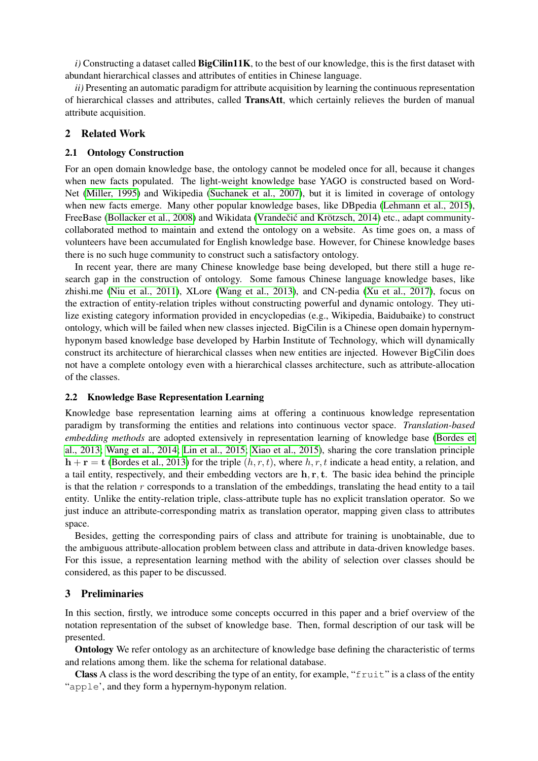*i)* Constructing a dataset called **BigCilin11K**, to the best of our knowledge, this is the first dataset with abundant hierarchical classes and attributes of entities in Chinese language.

*ii)* Presenting an automatic paradigm for attribute acquisition by learning the continuous representation of hierarchical classes and attributes, called **TransAtt**, which certainly relieves the burden of manual attribute acquisition.

## 2 Related Work

### 2.1 Ontology Construction

For an open domain knowledge base, the ontology cannot be modeled once for all, because it changes when new facts populated. The light-weight knowledge base YAGO is constructed based on WordNet (Miller, 1995) and Wikipedia (Suchanek et al., 2007), but it is limited in coverage of ontology when new facts emerge. Many other popular knowledge bases, like DBpedia (Lehmann et al., 2015), FreeBase (Bollacker et al., 2008) and Wikidata (Vrandečić and Krötzsch, 2014) etc., adapt community-collaborated method to maintain and extend the ontology on a website. As time goes on, a mass of volunteers have been accumulated for English knowledge base. However, for Chinese knowledge bases there is no such huge community to construct such a satisfactory ontology.

In recent year, there are many Chinese knowledge base being developed, but there still a huge research gap in the construction of ontology. Some famous Chinese language knowledge bases, like zhishi.me (Niu et al., 2011), XLore (Wang et al., 2013), and CN-pedia (Xu et al., 2017), focus on the extraction of entity-relation triples without constructing powerful and dynamic ontology. They utilize existing category information provided in encyclopedias (e.g., Wikipedia, Baidubaike) to construct ontology, which will be failed when new classes injected. BigCilin is a Chinese open domain hypernym-hyponym based knowledge base developed by Harbin Institute of Technology, which will dynamically construct its architecture of hierarchical classes when new entities are injected. However BigCilin does not have a complete ontology even with a hierarchical classes architecture, such as attribute-allocation of the classes.

### 2.2 Knowledge Base Representation Learning

Knowledge base representation learning aims at offering a continuous knowledge representation paradigm by transforming the entities and relations into continuous vector space. *Translation-based embedding methods* are adopted extensively in representation learning of knowledge base (Bordes et al., 2013; Wang et al., 2014; Lin et al., 2015; Xiao et al., 2015), sharing the core translation principle $\mathbf{h} + \mathbf{r} = \mathbf{t}$ (Bordes et al., 2013) for the triple $(h, r, t)$, where $h, r, t$ indicate a head entity, a relation, and a tail entity, respectively, and their embedding vectors are $\mathbf{h}, \mathbf{r}, \mathbf{t}$. The basic idea behind the principle is that the relation $r$ corresponds to a translation of the embeddings, translating the head entity to a tail entity. Unlike the entity-relation triple, class-attribute tuple has no explicit translation operator. So we just induce an attribute-corresponding matrix as translation operator, mapping given class to attributes space.

Besides, getting the corresponding pairs of class and attribute for training is unobtainable, due to the ambiguous attribute-allocation problem between class and attribute in data-driven knowledge bases. For this issue, a representation learning method with the ability of selection over classes should be considered, as this paper to be discussed.

## 3 Preliminaries

In this section, firstly, we introduce some concepts occurred in this paper and a brief overview of the notation representation of the subset of knowledge base. Then, formal description of our task will be presented.

**Ontology** We refer ontology as an architecture of knowledge base defining the characteristic of terms and relations among them. like the schema for relational database.

**Class** A class is the word describing the type of an entity, for example, "`fruit`" is a class of the entity "`apple`', and they form a hypernym-hyponym relation.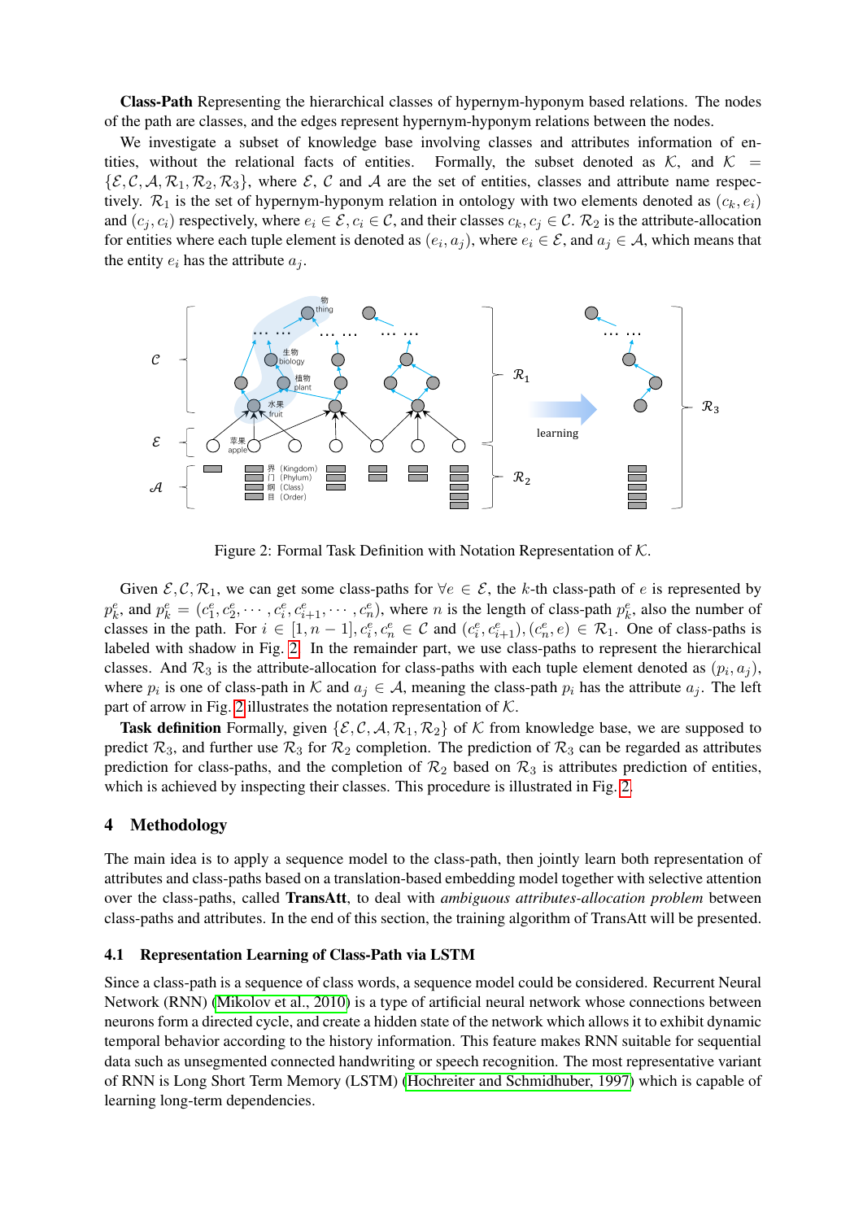**Class-Path** Representing the hierarchical classes of hypernym-hyponym based relations. The nodes of the path are classes, and the edges represent hypernym-hyponym relations between the nodes.

We investigate a subset of knowledge base involving classes and attributes information of entities, without the relational facts of entities. Formally, the subset denoted as $\mathcal{K}$, and $\mathcal{K} = \{\mathcal{E}, \mathcal{C}, \mathcal{A}, \mathcal{R}_1, \mathcal{R}_2, \mathcal{R}_3\}$, where $\mathcal{E}$, $\mathcal{C}$ and $\mathcal{A}$ are the set of entities, classes and attribute name respectively. $\mathcal{R}_1$ is the set of hypernym-hyponym relation in ontology with two elements denoted as $(c_k, e_i)$ and $(c_j, c_i)$ respectively, where $e_i \in \mathcal{E}, c_i \in \mathcal{C}$, and their classes $c_k, c_j \in \mathcal{C}$. $\mathcal{R}_2$ is the attribute-allocation for entities where each tuple element is denoted as $(e_i, a_j)$, where $e_i \in \mathcal{E}$, and $a_j \in \mathcal{A}$, which means that the entity $e_i$ has the attribute $a_j$.

Figure 2: Formal Task Definition with Notation Representation of $\mathcal{K}$.

Given $\mathcal{E}, \mathcal{C}, \mathcal{R}_1$, we can get some class-paths for $\forall e \in \mathcal{E}$, the $k$-th class-path of $e$ is represented by $p^e_k$, and $p^e_k = (c^e_1, c^e_2, \cdots, c^e_i, c^e_{i+1}, \cdots, c^e_n)$, where $n$ is the length of class-path $p^e_k$, also the number of classes in the path. For $i \in [1, n-1], c^e_i, c^e_n \in \mathcal{C}$ and $(c^e_i, c^e_{i+1}), (c^e_n, e) \in \mathcal{R}_1$. One of class-paths is labeled with shadow in Fig. 2. In the remainder part, we use class-paths to represent the hierarchical classes. And $\mathcal{R}_3$ is the attribute-allocation for class-paths with each tuple element denoted as $(p_i, a_j)$, where $p_i$ is one of class-path in $\mathcal{K}$ and $a_j \in \mathcal{A}$, meaning the class-path $p_i$ has the attribute $a_j$. The left part of arrow in Fig. 2 illustrates the notation representation of $\mathcal{K}$.

**Task definition** Formally, given $\{\mathcal{E}, \mathcal{C}, \mathcal{A}, \mathcal{R}_1, \mathcal{R}_2\}$ of $\mathcal{K}$ from knowledge base, we are supposed to predict $\mathcal{R}_3$, and further use $\mathcal{R}_3$ for $\mathcal{R}_2$ completion. The prediction of $\mathcal{R}_3$ can be regarded as attributes prediction for class-paths, and the completion of $\mathcal{R}_2$ based on $\mathcal{R}_3$ is attributes prediction of entities, which is achieved by inspecting their classes. This procedure is illustrated in Fig. 2.

## 4 Methodology

The main idea is to apply a sequence model to the class-path, then jointly learn both representation of attributes and class-paths based on a translation-based embedding model together with selective attention over the class-paths, called **TransAtt**, to deal with *ambiguous attributes-allocation problem* between class-paths and attributes. In the end of this section, the training algorithm of TransAtt will be presented.

### 4.1 Representation Learning of Class-Path via LSTM

Since a class-path is a sequence of class words, a sequence model could be considered. Recurrent Neural Network (RNN) (Mikolov et al., 2010) is a type of artificial neural network whose connections between neurons form a directed cycle, and create a hidden state of the network which allows it to exhibit dynamic temporal behavior according to the history information. This feature makes RNN suitable for sequential data such as unsegmented connected handwriting or speech recognition. The most representative variant of RNN is Long Short Term Memory (LSTM) (Hochreiter and Schmidhuber, 1997) which is capable of learning long-term dependencies.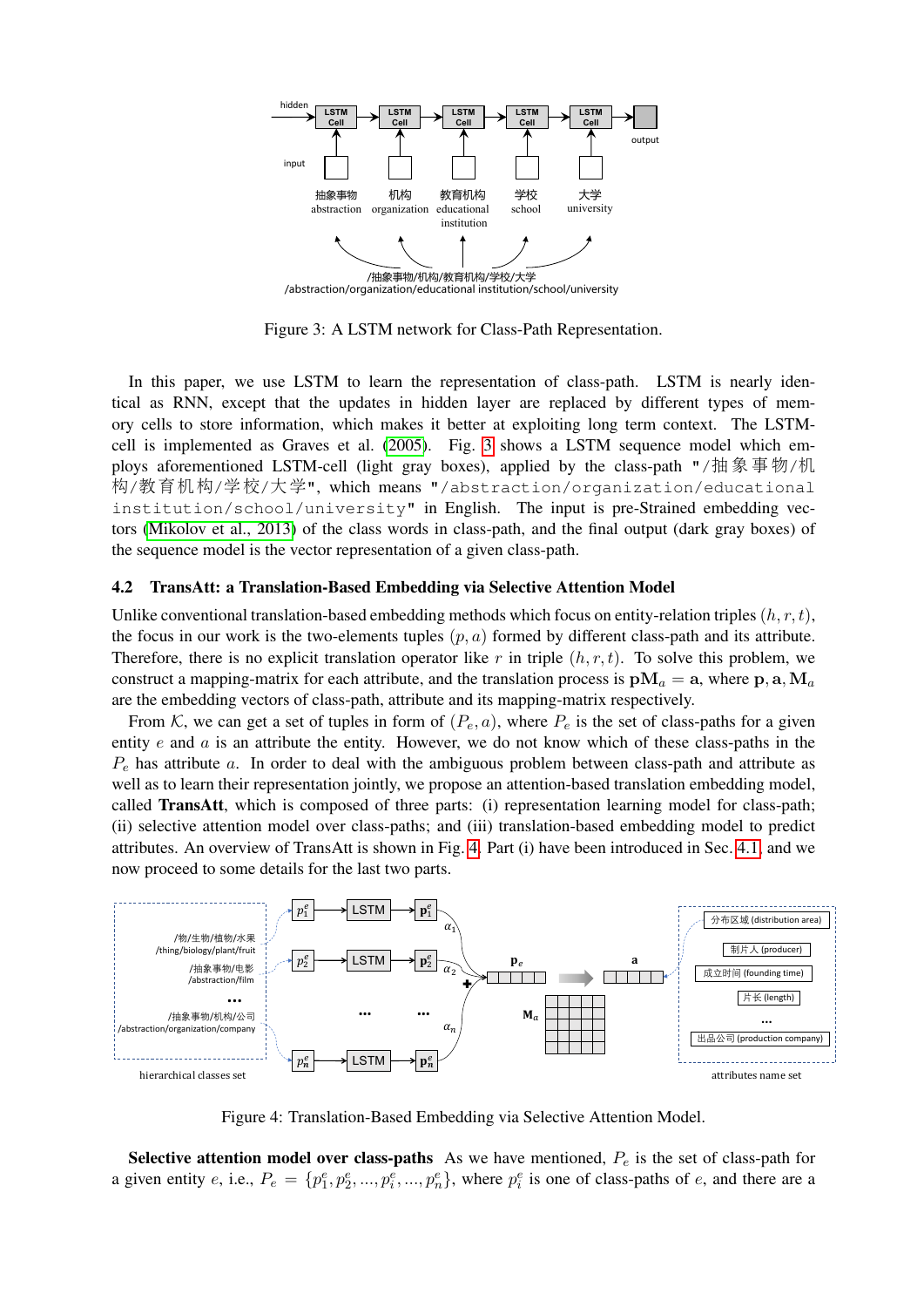Figure 3: A LSTM network for Class-Path Representation.

In this paper, we use LSTM to learn the representation of class-path. LSTM is nearly identical as RNN, except that the updates in hidden layer are replaced by different types of memory cells to store information, which makes it better at exploiting long term context. The LSTM-cell is implemented as Graves et al. (2005). Fig. 3 shows a LSTM sequence model which employs aforementioned LSTM-cell (light gray boxes), applied by the class-path "/抽象事物/机构/教育机构/学校/大学", which means "/abstraction/organization/educational institution/school/university" in English. The input is pre-Strained embedding vectors (Mikolov et al., 2013) of the class words in class-path, and the final output (dark gray boxes) of the sequence model is the vector representation of a given class-path.

### 4.2 TransAtt: a Translation-Based Embedding via Selective Attention Model

Unlike conventional translation-based embedding methods which focus on entity-relation triples $(h, r, t)$, the focus in our work is the two-elements tuples $(p, a)$ formed by different class-path and its attribute. Therefore, there is no explicit translation operator like $r$ in triple $(h, r, t)$. To solve this problem, we construct a mapping-matrix for each attribute, and the translation process is $\mathbf{p}\mathbf{M}_a = \mathbf{a}$, where $\mathbf{p}, \mathbf{a}, \mathbf{M}_a$ are the embedding vectors of class-path, attribute and its mapping-matrix respectively.

From $\mathcal{K}$, we can get a set of tuples in form of $(P_e, a)$, where $P_e$ is the set of class-paths for a given entity $e$ and $a$ is an attribute the entity. However, we do not know which of these class-paths in the $P_e$ has attribute $a$. In order to deal with the ambiguous problem between class-path and attribute as well as to learn their representation jointly, we propose an attention-based translation embedding model, called **TransAtt**, which is composed of three parts: (i) representation learning model for class-path; (ii) selective attention model over class-paths; and (iii) translation-based embedding model to predict attributes. An overview of TransAtt is shown in Fig. 4. Part (i) have been introduced in Sec. 4.1, and we now proceed to some details for the last two parts.

Figure 4: Translation-Based Embedding via Selective Attention Model.

**Selective attention model over class-paths** As we have mentioned, $P_e$ is the set of class-path for a given entity $e$, i.e., $P_e = \{p_1^e, p_2^e, ..., p_i^e, ..., p_n^e\}$, where $p_i^e$ is one of class-paths of $e$, and there are a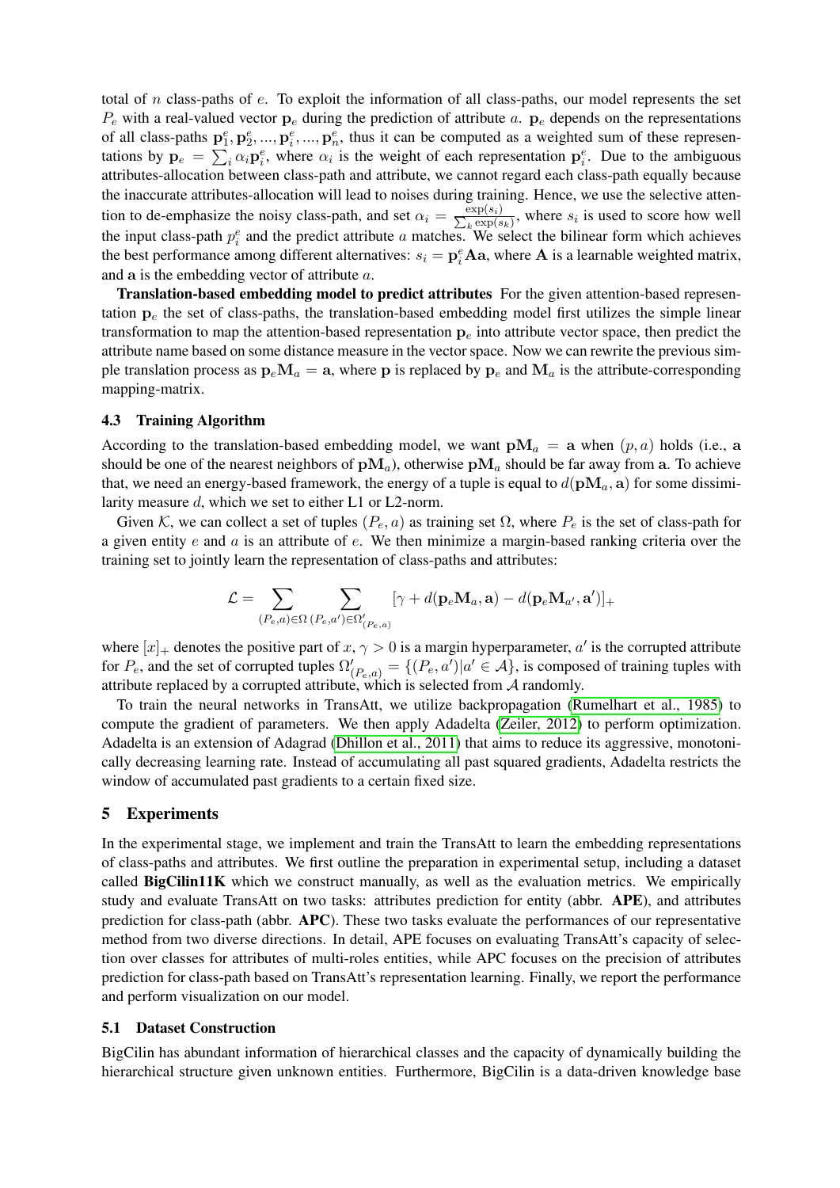total of $n$ class-paths of $e$. To exploit the information of all class-paths, our model represents the set $P_e$ with a real-valued vector $\mathbf{p}_e$ during the prediction of attribute $a$. $\mathbf{p}_e$ depends on the representations of all class-paths $\mathbf{p}_1^e, \mathbf{p}_2^e, ..., \mathbf{p}_i^e, ..., \mathbf{p}_n^e$, thus it can be computed as a weighted sum of these representations by $\mathbf{p}_e = \sum_i \alpha_i \mathbf{p}_i^e$, where $\alpha_i$ is the weight of each representation $\mathbf{p}_i^e$. Due to the ambiguous attributes-allocation between class-path and attribute, we cannot regard each class-path equally because the inaccurate attributes-allocation will lead to noises during training. Hence, we use the selective attention to de-emphasize the noisy class-path, and set $\alpha_i = \frac{\exp(s_i)}{\sum_k \exp(s_k)}$, where $s_i$ is used to score how well the input class-path $p_i^e$ and the predict attribute $a$ matches. We select the bilinear form which achieves the best performance among different alternatives: $s_i = \mathbf{p}_i^e \mathbf{A} \mathbf{a}$, where $\mathbf{A}$ is a learnable weighted matrix, and $\mathbf{a}$ is the embedding vector of attribute $a$.

**Translation-based embedding model to predict attributes** For the given attention-based representation $\mathbf{p}_e$ the set of class-paths, the translation-based embedding model first utilizes the simple linear transformation to map the attention-based representation $\mathbf{p}_e$ into attribute vector space, then predict the attribute name based on some distance measure in the vector space. Now we can rewrite the previous simple translation process as $\mathbf{p}_e \mathbf{M}_a = \mathbf{a}$, where $\mathbf{p}$ is replaced by $\mathbf{p}_e$ and $\mathbf{M}_a$ is the attribute-corresponding mapping-matrix.

### 4.3 Training Algorithm

According to the translation-based embedding model, we want $\mathbf{p}\mathbf{M}_a = \mathbf{a}$ when $(p, a)$ holds (i.e., $\mathbf{a}$ should be one of the nearest neighbors of $\mathbf{p}\mathbf{M}_a$), otherwise $\mathbf{p}\mathbf{M}_a$ should be far away from $\mathbf{a}$. To achieve that, we need an energy-based framework, the energy of a tuple is equal to $d(\mathbf{p}\mathbf{M}_a, \mathbf{a})$ for some dissimilarity measure $d$, which we set to either L1 or L2-norm.

Given $\mathcal{K}$, we can collect a set of tuples $(P_e, a)$ as training set $\Omega$, where $P_e$ is the set of class-path for a given entity $e$ and $a$ is an attribute of $e$. We then minimize a margin-based ranking criteria over the training set to jointly learn the representation of class-paths and attributes:

$$\mathcal{L} = \sum_{(P_e,a)\in\Omega} \sum_{(P_e,a')\in\Omega'_{(P_e,a)}} [\gamma + d(\mathbf{p}_e\mathbf{M}_a, \mathbf{a}) - d(\mathbf{p}_e\mathbf{M}_{a'}, \mathbf{a'})]_+$$

where $[x]_+$ denotes the positive part of $x$, $\gamma > 0$ is a margin hyperparameter, $a'$ is the corrupted attribute for $P_e$, and the set of corrupted tuples $\Omega'_{(P_e,a)} = \{(P_e, a') | a' \in \mathcal{A}\}$, is composed of training tuples with attribute replaced by a corrupted attribute, which is selected from $\mathcal{A}$ randomly.

To train the neural networks in TransAtt, we utilize backpropagation (Rumelhart et al., 1985) to compute the gradient of parameters. We then apply Adadelta (Zeiler, 2012) to perform optimization. Adadelta is an extension of Adagrad (Dhillon et al., 2011) that aims to reduce its aggressive, monotonically decreasing learning rate. Instead of accumulating all past squared gradients, Adadelta restricts the window of accumulated past gradients to a certain fixed size.

## 5 Experiments

In the experimental stage, we implement and train the TransAtt to learn the embedding representations of class-paths and attributes. We first outline the preparation in experimental setup, including a dataset called **BigCilin11K** which we construct manually, as well as the evaluation metrics. We empirically study and evaluate TransAtt on two tasks: attributes prediction for entity (abbr. **APE**), and attributes prediction for class-path (abbr. **APC**). These two tasks evaluate the performances of our representative method from two diverse directions. In detail, APE focuses on evaluating TransAtt's capacity of selection over classes for attributes of multi-roles entities, while APC focuses on the precision of attributes prediction for class-path based on TransAtt's representation learning. Finally, we report the performance and perform visualization on our model.

### 5.1 Dataset Construction

BigCilin has abundant information of hierarchical classes and the capacity of dynamically building the hierarchical structure given unknown entities. Furthermore, BigCilin is a data-driven knowledge base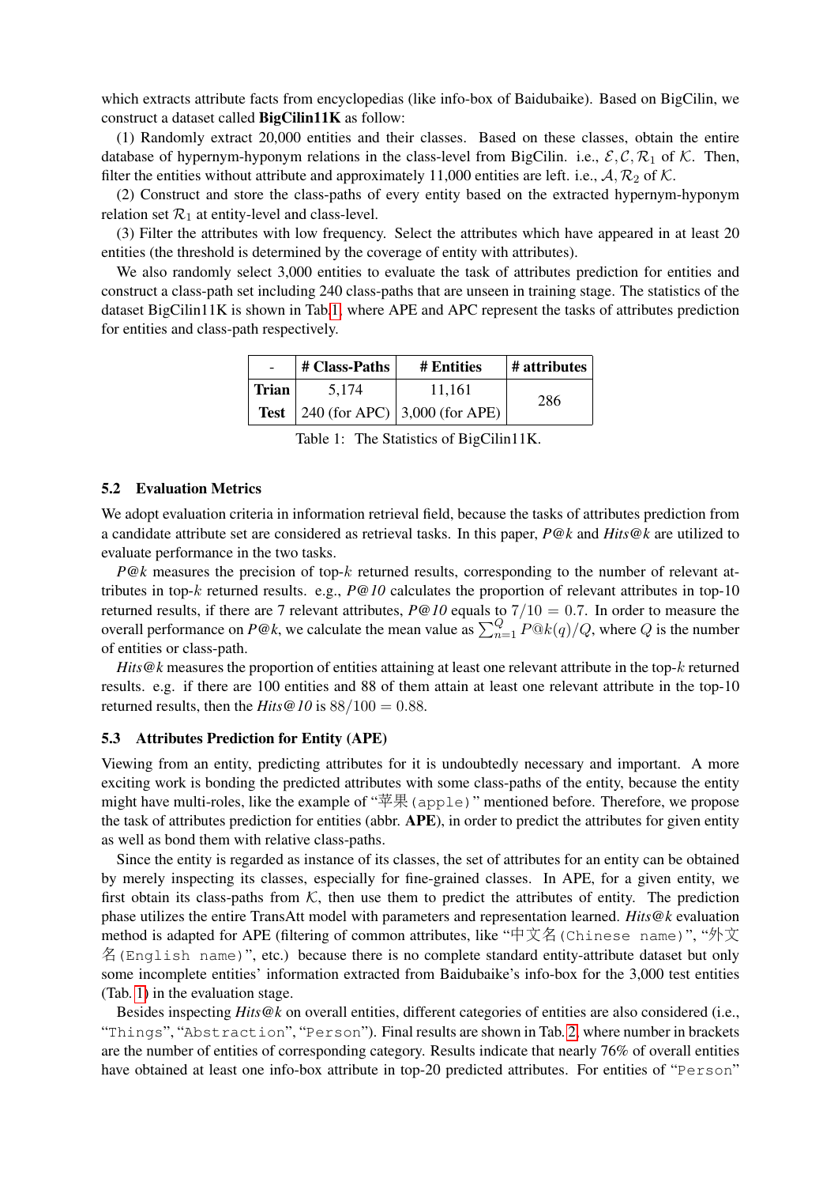which extracts attribute facts from encyclopedias (like info-box of Baidubaike). Based on BigCilin, we construct a dataset called **BigCilin11K** as follow:

(1) Randomly extract 20,000 entities and their classes. Based on these classes, obtain the entire database of hypernym-hyponym relations in the class-level from BigCilin. i.e., $\mathcal{E}, \mathcal{C}, \mathcal{R}_1$ of $\mathcal{K}$. Then, filter the entities without attribute and approximately 11,000 entities are left. i.e., $\mathcal{A}, \mathcal{R}_2$ of $\mathcal{K}$.

(2) Construct and store the class-paths of every entity based on the extracted hypernym-hyponym relation set $\mathcal{R}_1$ at entity-level and class-level.

(3) Filter the attributes with low frequency. Select the attributes which have appeared in at least 20 entities (the threshold is determined by the coverage of entity with attributes).

We also randomly select 3,000 entities to evaluate the task of attributes prediction for entities and construct a class-path set including 240 class-paths that are unseen in training stage. The statistics of the dataset BigCilin11K is shown in Tab.1, where APE and APC represent the tasks of attributes prediction for entities and class-path respectively.

| - | # Class-Paths | # Entities | # attributes |
|---|---|---|---|
| **Trian** | 5,174 | 11,161 | 286 |
| **Test** | 240 (for APC) | 3,000 (for APE) | |

Table 1: The Statistics of BigCilin11K.

### 5.2 Evaluation Metrics

We adopt evaluation criteria in information retrieval field, because the tasks of attributes prediction from a candidate attribute set are considered as retrieval tasks. In this paper, *P@k* and *Hits@k* are utilized to evaluate performance in the two tasks.

*P@k* measures the precision of top-$k$ returned results, corresponding to the number of relevant attributes in top-$k$ returned results. e.g., *P@10* calculates the proportion of relevant attributes in top-10 returned results, if there are 7 relevant attributes, *P@10* equals to $7/10 = 0.7$. In order to measure the overall performance on *P@k*, we calculate the mean value as $\sum_{n=1}^{Q} P@k(q)/Q$, where $Q$ is the number of entities or class-path.

*Hits@k* measures the proportion of entities attaining at least one relevant attribute in the top-$k$ returned results. e.g. if there are 100 entities and 88 of them attain at least one relevant attribute in the top-10 returned results, then the *Hits@10* is $88/100 = 0.88$.

### 5.3 Attributes Prediction for Entity (APE)

Viewing from an entity, predicting attributes for it is undoubtedly necessary and important. A more exciting work is bonding the predicted attributes with some class-paths of the entity, because the entity might have multi-roles, like the example of "苹果(apple)" mentioned before. Therefore, we propose the task of attributes prediction for entities (abbr. **APE**), in order to predict the attributes for given entity as well as bond them with relative class-paths.

Since the entity is regarded as instance of its classes, the set of attributes for an entity can be obtained by merely inspecting its classes, especially for fine-grained classes. In APE, for a given entity, we first obtain its class-paths from $\mathcal{K}$, then use them to predict the attributes of entity. The prediction phase utilizes the entire TransAtt model with parameters and representation learned. *Hits@k* evaluation method is adapted for APE (filtering of common attributes, like "中文名(Chinese name)", "外文名(English name)", etc.) because there is no complete standard entity-attribute dataset but only some incomplete entities' information extracted from Baidubaike's info-box for the 3,000 test entities (Tab. 1) in the evaluation stage.

Besides inspecting *Hits@k* on overall entities, different categories of entities are also considered (i.e., "Things", "Abstraction", "Person"). Final results are shown in Tab. 2, where number in brackets are the number of entities of corresponding category. Results indicate that nearly 76% of overall entities have obtained at least one info-box attribute in top-20 predicted attributes. For entities of "Person"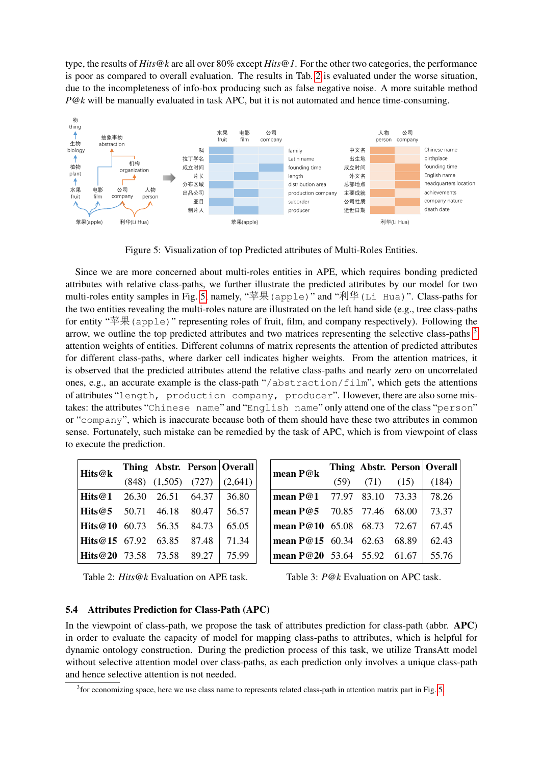type, the results of *Hits@k* are all over 80% except *Hits@1*. For the other two categories, the performance is poor as compared to overall evaluation. The results in Tab. 2 is evaluated under the worse situation, due to the incompleteness of info-box producing such as false negative noise. A more suitable method *P@k* will be manually evaluated in task APC, but it is not automated and hence time-consuming.

Figure 5: Visualization of top Predicted attributes of Multi-Roles Entities.

Since we are more concerned about multi-roles entities in APE, which requires bonding predicted attributes with relative class-paths, we further illustrate the predicted attributes by our model for two multi-roles entity samples in Fig. 5 namely, "苹果(apple)" and "利华(Li Hua)". Class-paths for the two entities revealing the multi-roles nature are illustrated on the left hand side (e.g., tree class-paths for entity "苹果(apple)" representing roles of fruit, film, and company respectively). Following the arrow, we outline the top predicted attributes and two matrices representing the selective class-paths [3] attention weights of entities. Different columns of matrix represents the attention of predicted attributes for different class-paths, where darker cell indicates higher weights. From the attention matrices, it is observed that the predicted attributes attend the relative class-paths and nearly zero on uncorrelated ones, e.g., an accurate example is the class-path "/abstraction/film", which gets the attentions of attributes "length, production company, producer". However, there are also some mistakes: the attributes "Chinese name" and "English name" only attend one of the class "person" or "company", which is inaccurate because both of them should have these two attributes in common sense. Fortunately, such mistake can be remedied by the task of APC, which is from viewpoint of class to execute the prediction.

| **Hits@k** | **Thing** | **Abstr.** | **Person** | **Overall** |
|---|---|---|---|---|
| | (848) | (1,505) | (727) | (2,641) |
| **Hits@1** | 26.30 | 26.51 | 64.37 | 36.80 |
| **Hits@5** | 50.71 | 46.18 | 80.47 | 56.57 |
| **Hits@10** | 60.73 | 56.35 | 84.73 | 65.05 |
| **Hits@15** | 67.92 | 63.85 | 87.48 | 71.34 |
| **Hits@20** | 73.58 | 73.58 | 89.27 | 75.99 |

Table 2: *Hits@k* Evaluation on APE task.

| **mean P@k** | **Thing** | **Abstr.** | **Person** | **Overall** |
|---|---|---|---|---|
| | (59) | (71) | (15) | (184) |
| **mean P@1** | 77.97 | 83.10 | 73.33 | 78.26 |
| **mean P@5** | 70.85 | 77.46 | 68.00 | 73.37 |
| **mean P@10** | 65.08 | 68.73 | 72.67 | 67.45 |
| **mean P@15** | 60.34 | 62.63 | 68.89 | 62.43 |
| **mean P@20** | 53.64 | 55.92 | 61.67 | 55.76 |

Table 3: *P@k* Evaluation on APC task.

### 5.4 Attributes Prediction for Class-Path (APC)

In the viewpoint of class-path, we propose the task of attributes prediction for class-path (abbr. **APC**) in order to evaluate the capacity of model for mapping class-paths to attributes, which is helpful for dynamic ontology construction. During the prediction process of this task, we utilize TransAtt model without selective attention model over class-paths, as each prediction only involves a unique class-path and hence selective attention is not needed.

[3] for economizing space, here we use class name to represents related class-path in attention matrix part in Fig. 5.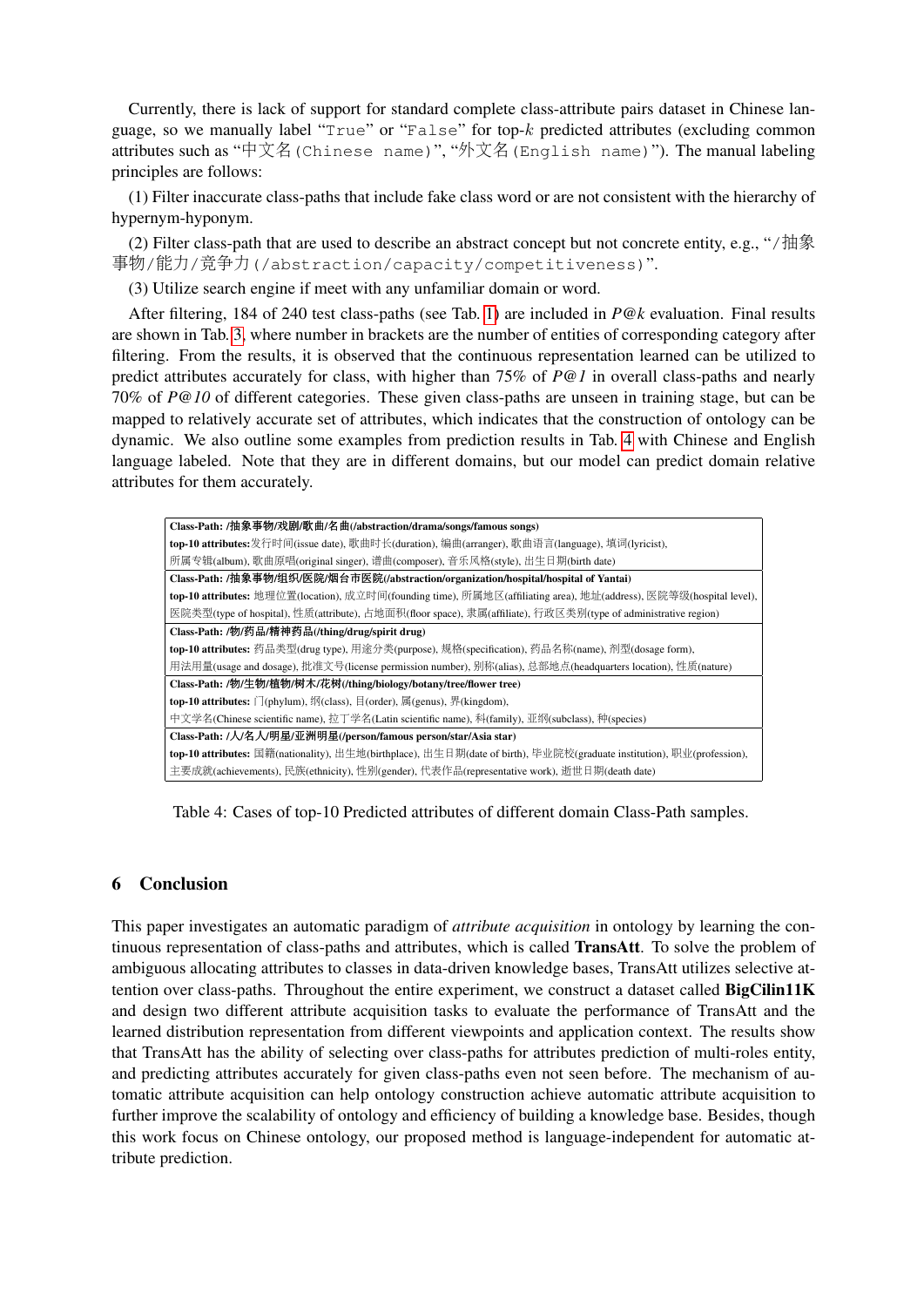Currently, there is lack of support for standard complete class-attribute pairs dataset in Chinese language, so we manually label "`True`" or "`False`" for top-$k$ predicted attributes (excluding common attributes such as "`中文名(Chinese name)`", "`外文名(English name)`"). The manual labeling principles are follows:

(1) Filter inaccurate class-paths that include fake class word or are not consistent with the hierarchy of hypernym-hyponym.

(2) Filter class-path that are used to describe an abstract concept but not concrete entity, e.g., "`/抽象事物/能力/竞争力(/abstraction/capacity/competitiveness)`".

(3) Utilize search engine if meet with any unfamiliar domain or word.

After filtering, 184 of 240 test class-paths (see Tab. 1) are included in *P@k* evaluation. Final results are shown in Tab. 3, where number in brackets are the number of entities of corresponding category after filtering. From the results, it is observed that the continuous representation learned can be utilized to predict attributes accurately for class, with higher than 75% of *P@1* in overall class-paths and nearly 70% of *P@10* of different categories. These given class-paths are unseen in training stage, but can be mapped to relatively accurate set of attributes, which indicates that the construction of ontology can be dynamic. We also outline some examples from prediction results in Tab. 4 with Chinese and English language labeled. Note that they are in different domains, but our model can predict domain relative attributes for them accurately.

| |
|---|
| **Class-Path: /抽象事物/戏剧/歌曲/名曲(/abstraction/drama/songs/famous songs)** |
| **top-10 attributes:** 发行时间(issue date), 歌曲时长(duration), 编曲(arranger), 歌曲语言(language), 填词(lyricist), 所属专辑(album), 歌曲原唱(original singer), 谱曲(composer), 音乐风格(style), 出生日期(birth date) |
| **Class-Path: /抽象事物/组织/医院/烟台市医院(/abstraction/organization/hospital/hospital of Yantai)** |
| **top-10 attributes:** 地理位置(location), 成立时间(founding time), 所属地区(affiliating area), 地址(address), 医院等级(hospital level), 医院类型(type of hospital), 性质(attribute), 占地面积(floor space), 隶属(affiliate), 行政区类别(type of administrative region) |
| **Class-Path: /物/药品/精神药品(/thing/drug/spirit drug)** |
| **top-10 attributes:** 药品类型(drug type), 用途分类(purpose), 规格(specification), 药品名称(name), 剂型(dosage form), 用法用量(usage and dosage), 批准文号(license permission number), 别称(alias), 总部地点(headquarters location), 性质(nature) |
| **Class-Path: /物/生物/植物/树木/花树(/thing/biology/botany/tree/flower tree)** |
| **top-10 attributes:** 门(phylum), 纲(class), 目(order), 属(genus), 界(kingdom), 中文学名(Chinese scientific name), 拉丁学名(Latin scientific name), 科(family), 亚纲(subclass), 种(species) |
| **Class-Path: /人/名人/明星/亚洲明星(/person/famous person/star/Asia star)** |
| **top-10 attributes:** 国籍(nationality), 出生地(birthplace), 出生日期(date of birth), 毕业院校(graduate institution), 职业(profession), 主要成就(achievements), 民族(ethnicity), 性别(gender), 代表作品(representative work), 逝世日期(death date) |

Table 4: Cases of top-10 Predicted attributes of different domain Class-Path samples.

## 6 Conclusion

This paper investigates an automatic paradigm of *attribute acquisition* in ontology by learning the continuous representation of class-paths and attributes, which is called **TransAtt**. To solve the problem of ambiguous allocating attributes to classes in data-driven knowledge bases, TransAtt utilizes selective attention over class-paths. Throughout the entire experiment, we construct a dataset called **BigCilin11K** and design two different attribute acquisition tasks to evaluate the performance of TransAtt and the learned distribution representation from different viewpoints and application context. The results show that TransAtt has the ability of selecting over class-paths for attributes prediction of multi-roles entity, and predicting attributes accurately for given class-paths even not seen before. The mechanism of automatic attribute acquisition can help ontology construction achieve automatic attribute acquisition to further improve the scalability of ontology and efficiency of building a knowledge base. Besides, though this work focus on Chinese ontology, our proposed method is language-independent for automatic attribute prediction.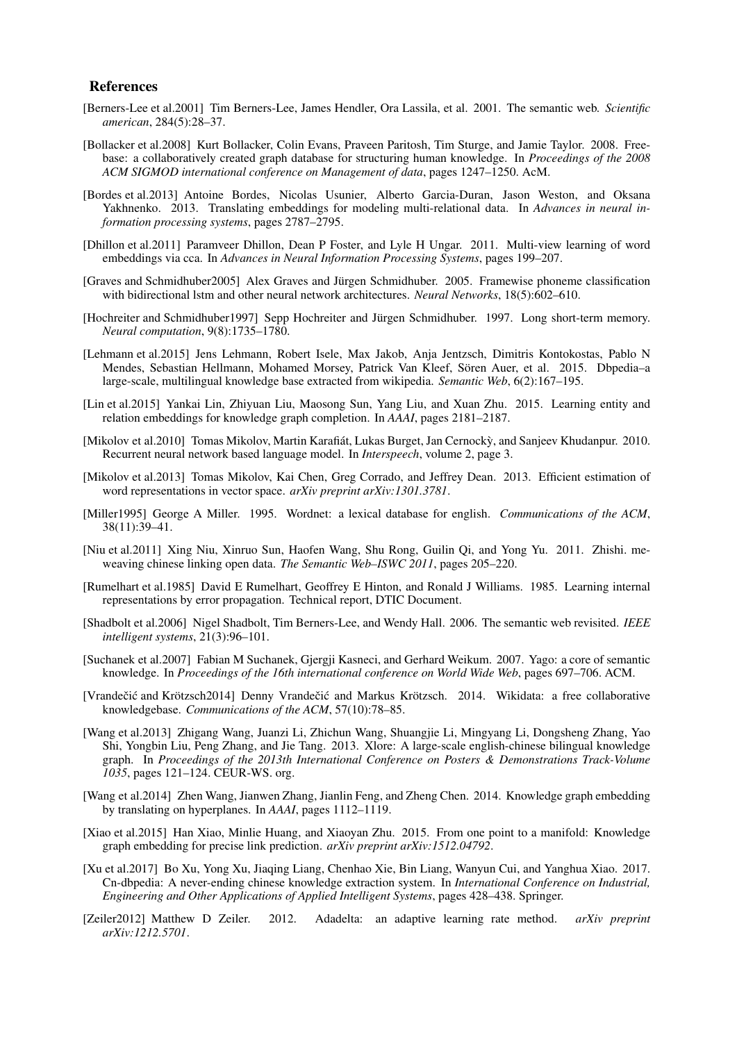## References

[Berners-Lee et al.2001] Tim Berners-Lee, James Hendler, Ora Lassila, et al. 2001. The semantic web. *Scientific american*, 284(5):28–37.

[Bollacker et al.2008] Kurt Bollacker, Colin Evans, Praveen Paritosh, Tim Sturge, and Jamie Taylor. 2008. Freebase: a collaboratively created graph database for structuring human knowledge. In *Proceedings of the 2008 ACM SIGMOD international conference on Management of data*, pages 1247–1250. AcM.

[Bordes et al.2013] Antoine Bordes, Nicolas Usunier, Alberto Garcia-Duran, Jason Weston, and Oksana Yakhnenko. 2013. Translating embeddings for modeling multi-relational data. In *Advances in neural information processing systems*, pages 2787–2795.

[Dhillon et al.2011] Paramveer Dhillon, Dean P Foster, and Lyle H Ungar. 2011. Multi-view learning of word embeddings via cca. In *Advances in Neural Information Processing Systems*, pages 199–207.

[Graves and Schmidhuber2005] Alex Graves and Jürgen Schmidhuber. 2005. Framewise phoneme classification with bidirectional lstm and other neural network architectures. *Neural Networks*, 18(5):602–610.

[Hochreiter and Schmidhuber1997] Sepp Hochreiter and Jürgen Schmidhuber. 1997. Long short-term memory. *Neural computation*, 9(8):1735–1780.

[Lehmann et al.2015] Jens Lehmann, Robert Isele, Max Jakob, Anja Jentzsch, Dimitris Kontokostas, Pablo N Mendes, Sebastian Hellmann, Mohamed Morsey, Patrick Van Kleef, Sören Auer, et al. 2015. Dbpedia–a large-scale, multilingual knowledge base extracted from wikipedia. *Semantic Web*, 6(2):167–195.

[Lin et al.2015] Yankai Lin, Zhiyuan Liu, Maosong Sun, Yang Liu, and Xuan Zhu. 2015. Learning entity and relation embeddings for knowledge graph completion. In *AAAI*, pages 2181–2187.

[Mikolov et al.2010] Tomas Mikolov, Martin Karafiát, Lukas Burget, Jan Cernockỳ, and Sanjeev Khudanpur. 2010. Recurrent neural network based language model. In *Interspeech*, volume 2, page 3.

[Mikolov et al.2013] Tomas Mikolov, Kai Chen, Greg Corrado, and Jeffrey Dean. 2013. Efficient estimation of word representations in vector space. *arXiv preprint arXiv:1301.3781*.

[Miller1995] George A Miller. 1995. Wordnet: a lexical database for english. *Communications of the ACM*, 38(11):39–41.

[Niu et al.2011] Xing Niu, Xinruo Sun, Haofen Wang, Shu Rong, Guilin Qi, and Yong Yu. 2011. Zhishi. me-weaving chinese linking open data. *The Semantic Web–ISWC 2011*, pages 205–220.

[Rumelhart et al.1985] David E Rumelhart, Geoffrey E Hinton, and Ronald J Williams. 1985. Learning internal representations by error propagation. Technical report, DTIC Document.

[Shadbolt et al.2006] Nigel Shadbolt, Tim Berners-Lee, and Wendy Hall. 2006. The semantic web revisited. *IEEE intelligent systems*, 21(3):96–101.

[Suchanek et al.2007] Fabian M Suchanek, Gjergji Kasneci, and Gerhard Weikum. 2007. Yago: a core of semantic knowledge. In *Proceedings of the 16th international conference on World Wide Web*, pages 697–706. ACM.

[Vrandečić and Krötzsch2014] Denny Vrandečić and Markus Krötzsch. 2014. Wikidata: a free collaborative knowledgebase. *Communications of the ACM*, 57(10):78–85.

[Wang et al.2013] Zhigang Wang, Juanzi Li, Zhichun Wang, Shuangjie Li, Mingyang Li, Dongsheng Zhang, Yao Shi, Yongbin Liu, Peng Zhang, and Jie Tang. 2013. Xlore: A large-scale english-chinese bilingual knowledge graph. In *Proceedings of the 2013th International Conference on Posters & Demonstrations Track-Volume 1035*, pages 121–124. CEUR-WS. org.

[Wang et al.2014] Zhen Wang, Jianwen Zhang, Jianlin Feng, and Zheng Chen. 2014. Knowledge graph embedding by translating on hyperplanes. In *AAAI*, pages 1112–1119.

[Xiao et al.2015] Han Xiao, Minlie Huang, and Xiaoyan Zhu. 2015. From one point to a manifold: Knowledge graph embedding for precise link prediction. *arXiv preprint arXiv:1512.04792*.

[Xu et al.2017] Bo Xu, Yong Xu, Jiaqing Liang, Chenhao Xie, Bin Liang, Wanyun Cui, and Yanghua Xiao. 2017. Cn-dbpedia: A never-ending chinese knowledge extraction system. In *International Conference on Industrial, Engineering and Other Applications of Applied Intelligent Systems*, pages 428–438. Springer.

[Zeiler2012] Matthew D Zeiler. 2012. Adadelta: an adaptive learning rate method. *arXiv preprint arXiv:1212.5701*.